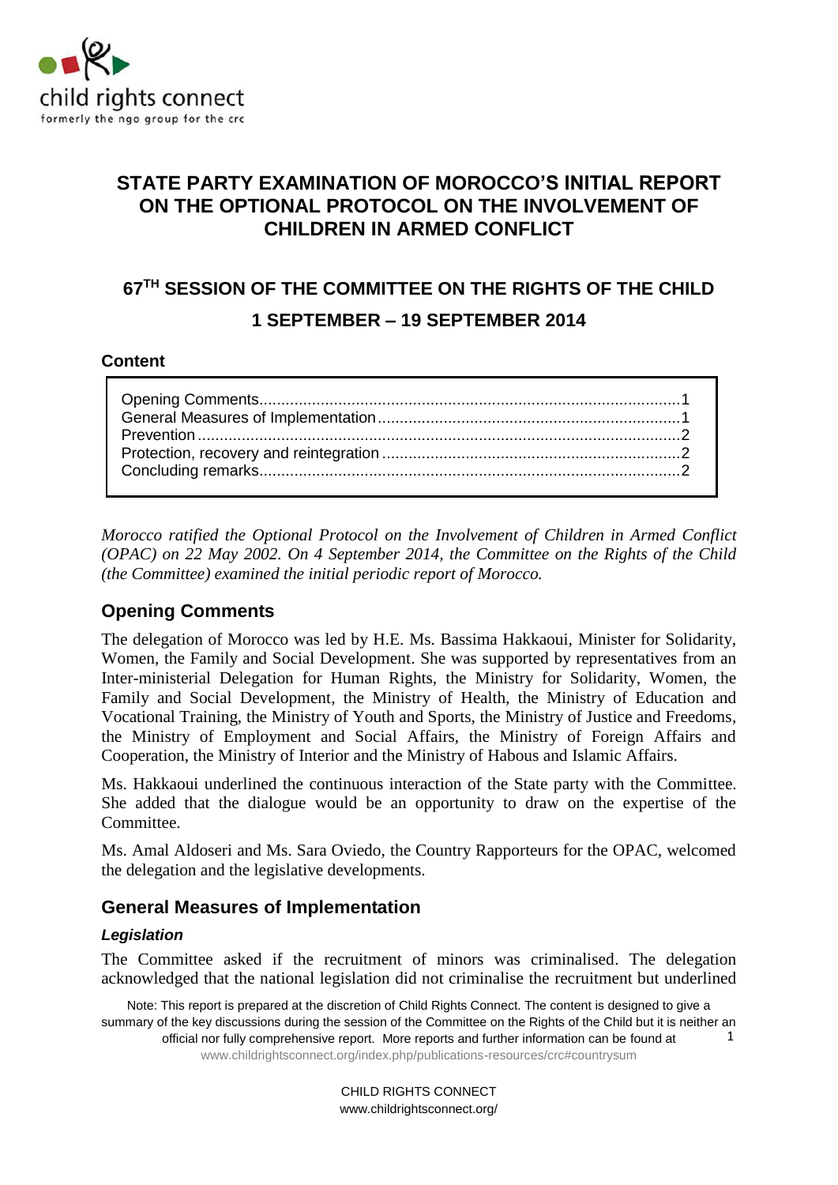# STATE PARTY EXAMINATION OF MOROCCO'S INITIAL REPORT ON THE OPTIONAL PROTOCOL ON THE INVOLVEMENT OF CHILDREN IN ARMED CONFLICT

## 67[TH] SESSION OF THE COMMITTEE ON THE RIGHTS OF THE CHILD

## 1 SEPTEMBER – 19 SEPTEMBER 2014

### Content

| | |
|---|---|
| Opening Comments | 1 |
| General Measures of Implementation | 1 |
| Prevention | 2 |
| Protection, recovery and reintegration | 2 |
| Concluding remarks | 2 |

*Morocco ratified the Optional Protocol on the Involvement of Children in Armed Conflict (OPAC) on 22 May 2002. On 4 September 2014, the Committee on the Rights of the Child (the Committee) examined the initial periodic report of Morocco.*

## Opening Comments

The delegation of Morocco was led by H.E. Ms. Bassima Hakkaoui, Minister for Solidarity, Women, the Family and Social Development. She was supported by representatives from an Inter-ministerial Delegation for Human Rights, the Ministry for Solidarity, Women, the Family and Social Development, the Ministry of Health, the Ministry of Education and Vocational Training, the Ministry of Youth and Sports, the Ministry of Justice and Freedoms, the Ministry of Employment and Social Affairs, the Ministry of Foreign Affairs and Cooperation, the Ministry of Interior and the Ministry of Habous and Islamic Affairs.

Ms. Hakkaoui underlined the continuous interaction of the State party with the Committee. She added that the dialogue would be an opportunity to draw on the expertise of the Committee.

Ms. Amal Aldoseri and Ms. Sara Oviedo, the Country Rapporteurs for the OPAC, welcomed the delegation and the legislative developments.

## General Measures of Implementation

### *Legislation*

The Committee asked if the recruitment of minors was criminalised. The delegation acknowledged that the national legislation did not criminalise the recruitment but underlined

Note: This report is prepared at the discretion of Child Rights Connect. The content is designed to give a summary of the key discussions during the session of the Committee on the Rights of the Child but it is neither an official nor fully comprehensive report. More reports and further information can be found at www.childrightsconnect.org/index.php/publications-resources/crc#countrysum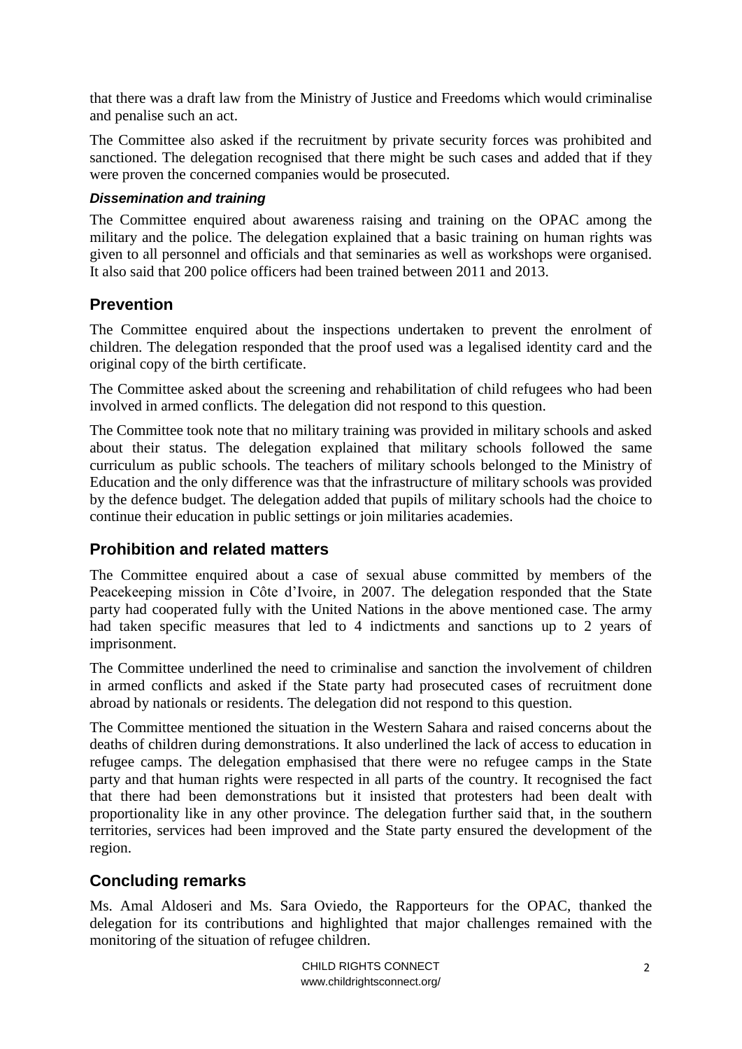that there was a draft law from the Ministry of Justice and Freedoms which would criminalise and penalise such an act.

The Committee also asked if the recruitment by private security forces was prohibited and sanctioned. The delegation recognised that there might be such cases and added that if they were proven the concerned companies would be prosecuted.

#### *Dissemination and training*

The Committee enquired about awareness raising and training on the OPAC among the military and the police. The delegation explained that a basic training on human rights was given to all personnel and officials and that seminaries as well as workshops were organised. It also said that 200 police officers had been trained between 2011 and 2013.

## Prevention

The Committee enquired about the inspections undertaken to prevent the enrolment of children. The delegation responded that the proof used was a legalised identity card and the original copy of the birth certificate.

The Committee asked about the screening and rehabilitation of child refugees who had been involved in armed conflicts. The delegation did not respond to this question.

The Committee took note that no military training was provided in military schools and asked about their status. The delegation explained that military schools followed the same curriculum as public schools. The teachers of military schools belonged to the Ministry of Education and the only difference was that the infrastructure of military schools was provided by the defence budget. The delegation added that pupils of military schools had the choice to continue their education in public settings or join militaries academies.

## Prohibition and related matters

The Committee enquired about a case of sexual abuse committed by members of the Peacekeeping mission in Côte d'Ivoire, in 2007. The delegation responded that the State party had cooperated fully with the United Nations in the above mentioned case. The army had taken specific measures that led to 4 indictments and sanctions up to 2 years of imprisonment.

The Committee underlined the need to criminalise and sanction the involvement of children in armed conflicts and asked if the State party had prosecuted cases of recruitment done abroad by nationals or residents. The delegation did not respond to this question.

The Committee mentioned the situation in the Western Sahara and raised concerns about the deaths of children during demonstrations. It also underlined the lack of access to education in refugee camps. The delegation emphasised that there were no refugee camps in the State party and that human rights were respected in all parts of the country. It recognised the fact that there had been demonstrations but it insisted that protesters had been dealt with proportionality like in any other province. The delegation further said that, in the southern territories, services had been improved and the State party ensured the development of the region.

## Concluding remarks

Ms. Amal Aldoseri and Ms. Sara Oviedo, the Rapporteurs for the OPAC, thanked the delegation for its contributions and highlighted that major challenges remained with the monitoring of the situation of refugee children.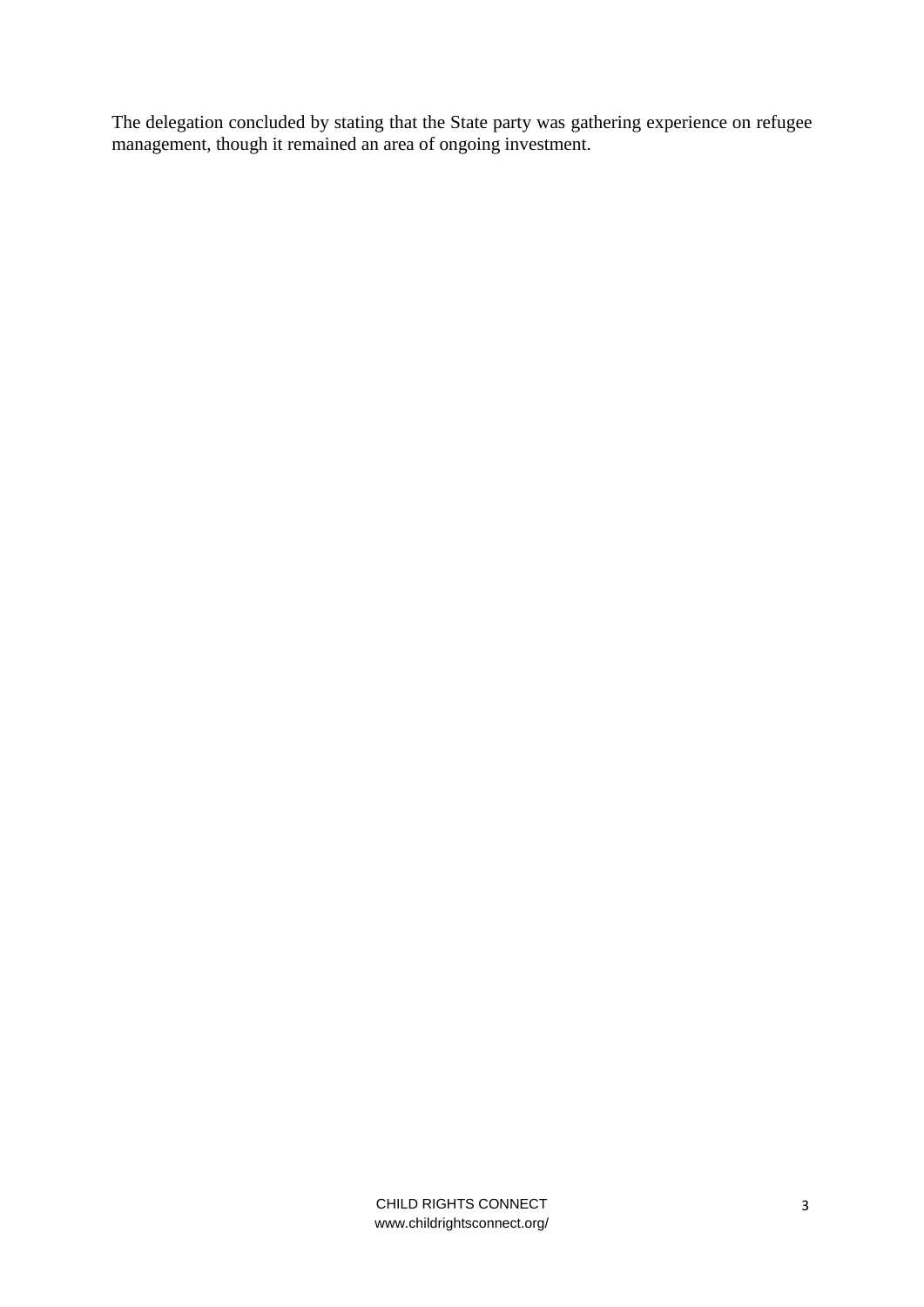The delegation concluded by stating that the State party was gathering experience on refugee management, though it remained an area of ongoing investment.